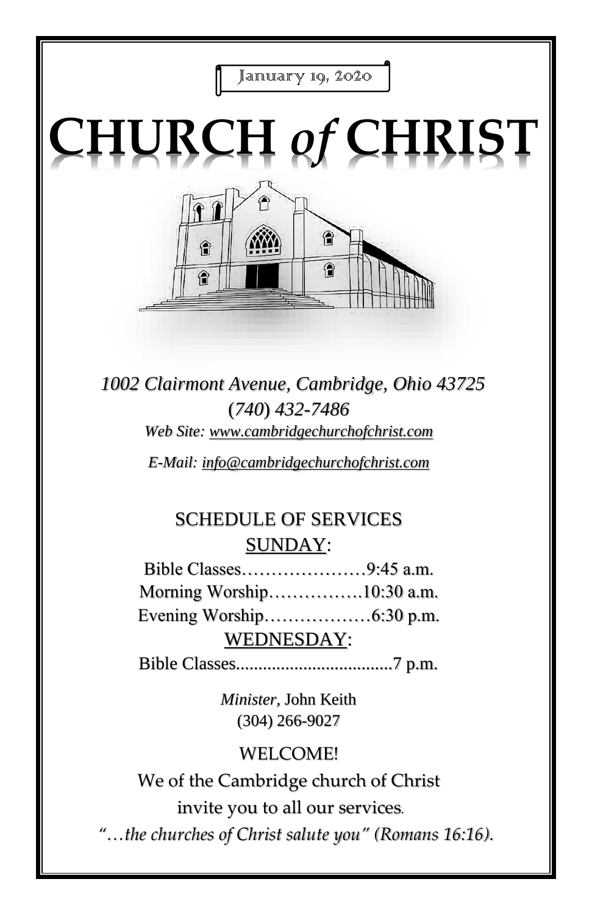January 19, 2020

# CHURCH *of* CHRIST

*1002 Clairmont Avenue, Cambridge, Ohio 43725*

*(740) 432-7486*

*Web Site: www.cambridgechurchofchrist.com*

*E-Mail: info@cambridgechurchofchrist.com*

## SCHEDULE OF SERVICES

### SUNDAY:

Bible Classes…………………9:45 a.m.

Morning Worship…………….10:30 a.m.

Evening Worship………………6:30 p.m.

### WEDNESDAY:

Bible Classes...................................7 p.m.

*Minister,* John Keith

(304) 266-9027

WELCOME!

We of the Cambridge church of Christ invite you to all our services.

*"…the churches of Christ salute you" (Romans 16:16).*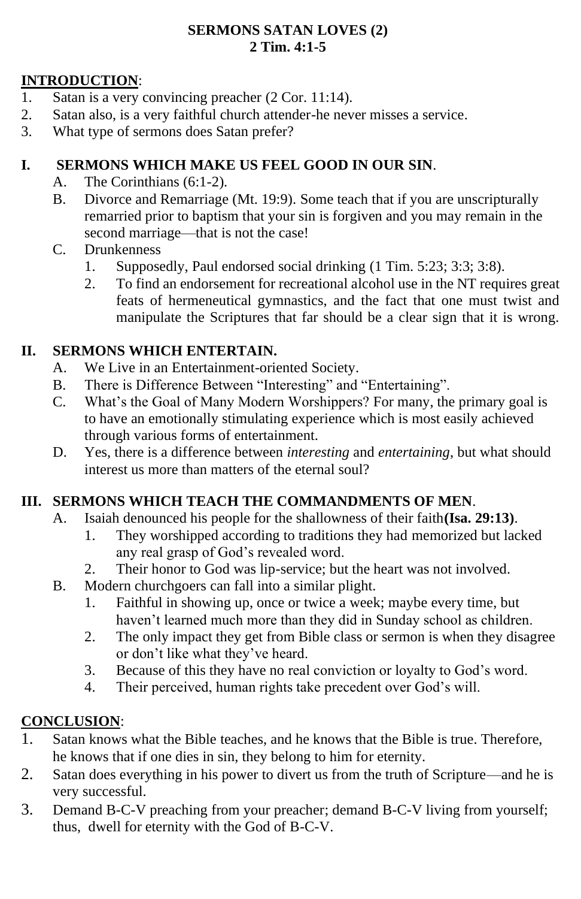**SERMONS SATAN LOVES (2)**
**2 Tim. 4:1-5**

**INTRODUCTION**:

1. Satan is a very convincing preacher (2 Cor. 11:14).
2. Satan also, is a very faithful church attender-he never misses a service.
3. What type of sermons does Satan prefer?

## I. SERMONS WHICH MAKE US FEEL GOOD IN OUR SIN.

A. The Corinthians (6:1-2).

B. Divorce and Remarriage (Mt. 19:9). Some teach that if you are unscripturally remarried prior to baptism that your sin is forgiven and you may remain in the second marriage—that is not the case!

C. Drunkenness

1. Supposedly, Paul endorsed social drinking (1 Tim. 5:23; 3:3; 3:8).
2. To find an endorsement for recreational alcohol use in the NT requires great feats of hermeneutical gymnastics, and the fact that one must twist and manipulate the Scriptures that far should be a clear sign that it is wrong.

## II. SERMONS WHICH ENTERTAIN.

A. We Live in an Entertainment-oriented Society.

B. There is Difference Between "Interesting" and "Entertaining".

C. What's the Goal of Many Modern Worshippers? For many, the primary goal is to have an emotionally stimulating experience which is most easily achieved through various forms of entertainment.

D. Yes, there is a difference between *interesting* and *entertaining*, but what should interest us more than matters of the eternal soul?

## III. SERMONS WHICH TEACH THE COMMANDMENTS OF MEN.

A. Isaiah denounced his people for the shallowness of their faith **(Isa. 29:13)**.

1. They worshipped according to traditions they had memorized but lacked any real grasp of God's revealed word.
2. Their honor to God was lip-service; but the heart was not involved.

B. Modern churchgoers can fall into a similar plight.

1. Faithful in showing up, once or twice a week; maybe every time, but haven't learned much more than they did in Sunday school as children.
2. The only impact they get from Bible class or sermon is when they disagree or don't like what they've heard.
3. Because of this they have no real conviction or loyalty to God's word.
4. Their perceived, human rights take precedent over God's will.

**CONCLUSION**:

1. Satan knows what the Bible teaches, and he knows that the Bible is true. Therefore, he knows that if one dies in sin, they belong to him for eternity.
2. Satan does everything in his power to divert us from the truth of Scripture—and he is very successful.
3. Demand B-C-V preaching from your preacher; demand B-C-V living from yourself; thus, dwell for eternity with the God of B-C-V.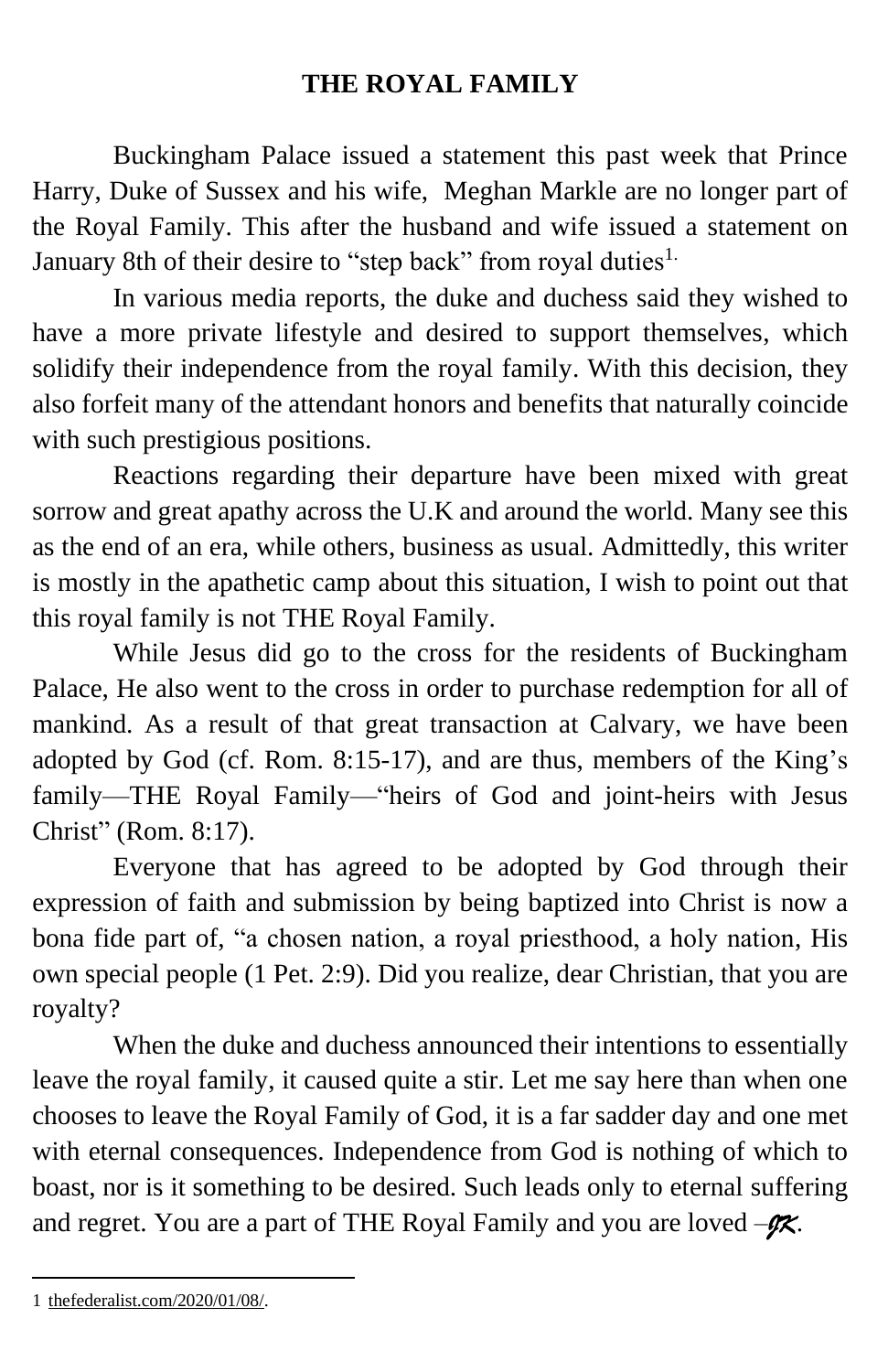# THE ROYAL FAMILY

Buckingham Palace issued a statement this past week that Prince Harry, Duke of Sussex and his wife, Meghan Markle are no longer part of the Royal Family. This after the husband and wife issued a statement on January 8th of their desire to "step back" from royal duties[1.]

In various media reports, the duke and duchess said they wished to have a more private lifestyle and desired to support themselves, which solidify their independence from the royal family. With this decision, they also forfeit many of the attendant honors and benefits that naturally coincide with such prestigious positions.

Reactions regarding their departure have been mixed with great sorrow and great apathy across the U.K and around the world. Many see this as the end of an era, while others, business as usual. Admittedly, this writer is mostly in the apathetic camp about this situation, I wish to point out that this royal family is not THE Royal Family.

While Jesus did go to the cross for the residents of Buckingham Palace, He also went to the cross in order to purchase redemption for all of mankind. As a result of that great transaction at Calvary, we have been adopted by God (cf. Rom. 8:15-17), and are thus, members of the King's family—THE Royal Family—"heirs of God and joint-heirs with Jesus Christ" (Rom. 8:17).

Everyone that has agreed to be adopted by God through their expression of faith and submission by being baptized into Christ is now a bona fide part of, "a chosen nation, a royal priesthood, a holy nation, His own special people (1 Pet. 2:9). Did you realize, dear Christian, that you are royalty?

When the duke and duchess announced their intentions to essentially leave the royal family, it caused quite a stir. Let me say here than when one chooses to leave the Royal Family of God, it is a far sadder day and one met with eternal consequences. Independence from God is nothing of which to boast, nor is it something to be desired. Such leads only to eternal suffering and regret. You are a part of THE Royal Family and you are loved –*JK*.

---

1 thefederalist.com/2020/01/08/.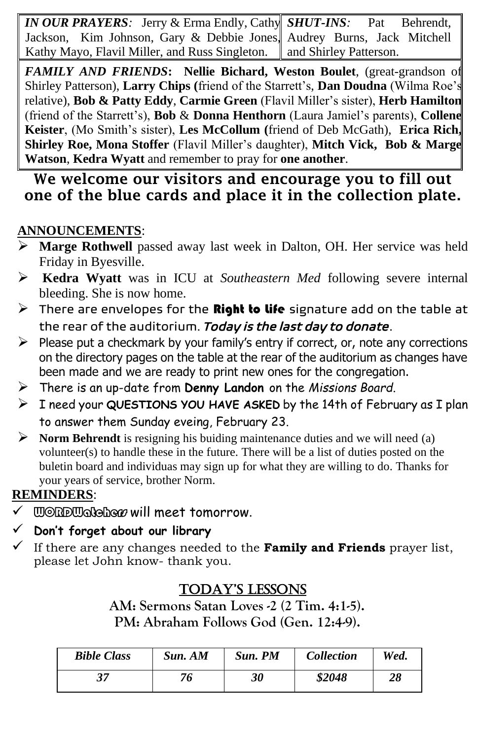***IN OUR PRAYERS:*** Jerry & Erma Endly, Cathy Jackson, Kim Johnson, Gary & Debbie Jones, Kathy Mayo, Flavil Miller, and Russ Singleton.

***SHUT-INS:*** Pat Behrendt, Audrey Burns, Jack Mitchell and Shirley Patterson.

***FAMILY AND FRIENDS*:** **Nellie Bichard, Weston Boulet**, (great-grandson of Shirley Patterson), **Larry Chips (**friend of the Starrett's, **Dan Doudna** (Wilma Roe's relative), **Bob & Patty Eddy**, **Carmie Green** (Flavil Miller's sister), **Herb Hamilton** (friend of the Starrett's), **Bob** & **Donna Henthorn** (Laura Jamiel's parents), **Collene Keister**, (Mo Smith's sister), **Les McCollum (**friend of Deb McGath), **Erica Rich, Shirley Roe, Mona Stoffer** (Flavil Miller's daughter), **Mitch Vick, Bob & Marge Watson**, **Kedra Wyatt** and remember to pray for **one another**.

**We welcome our visitors and encourage you to fill out one of the blue cards and place it in the collection plate.**

**ANNOUNCEMENTS**:

- **Marge Rothwell** passed away last week in Dalton, OH. Her service was held Friday in Byesville.
- **Kedra Wyatt** was in ICU at *Southeastern Med* following severe internal bleeding. She is now home.
- There are envelopes for the **Right to life** signature add on the table at the rear of the auditorium. ***Today is the last day to donate***.
- Please put a checkmark by your family's entry if correct, or, note any corrections on the directory pages on the table at the rear of the auditorium as changes have been made and we are ready to print new ones for the congregation.
- There is an up-date from **Denny Landon** on the *Missions Board*.
- I need your **QUESTIONS YOU HAVE ASKED** by the 14th of February as I plan to answer them Sunday eveing, February 23.
- **Norm Behrendt** is resigning his buiding maintenance duties and we will need (a) volunteer(s) to handle these in the future. There will be a list of duties posted on the buletin board and individuas may sign up for what they are willing to do. Thanks for your years of service, brother Norm.

**REMINDERS**:

- ✓ WORDWatchers will meet tomorrow.
- ✓ **Don't forget about our library**
- ✓ If there are any changes needed to the **Family and Friends** prayer list, please let John know- thank you.

## TODAY'S LESSONS

**AM: Sermons Satan Loves -2 (2 Tim. 4:1-5).**

**PM: Abraham Follows God (Gen. 12:4-9).**

| *Bible Class* | *Sun. AM* | *Sun. PM* | *Collection* | *Wed.* |
|---|---|---|---|---|
| *37* | *76* | *30* | *$2048* | *28* |